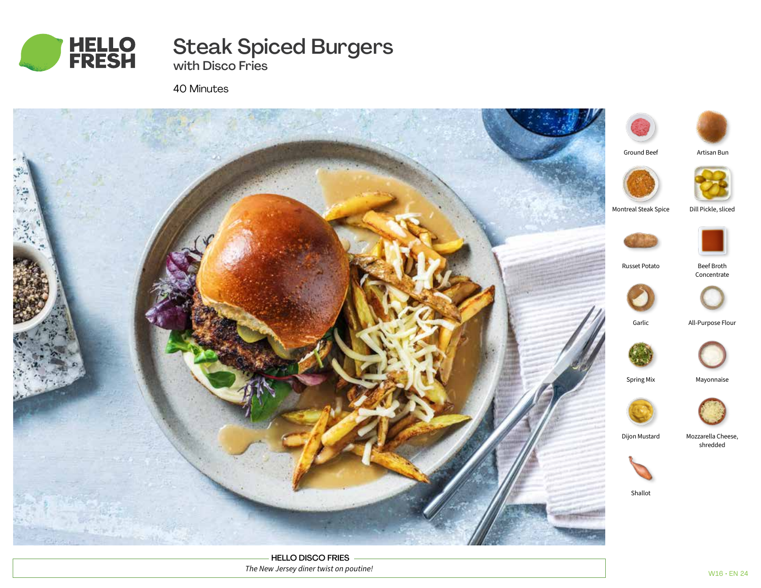HELLO FRESH

# Steak Spiced Burgers

## with Disco Fries

40 Minutes

- Ground Beef
- Artisan Bun
- Montreal Steak Spice
- Dill Pickle, sliced
- Russet Potato
- Beef Broth Concentrate
- Garlic
- All-Purpose Flour
- Spring Mix
- Mayonnaise
- Dijon Mustard
- Mozzarella Cheese, shredded
- Shallot

**HELLO DISCO FRIES**

*The New Jersey diner twist on poutine!*

W16 • EN 24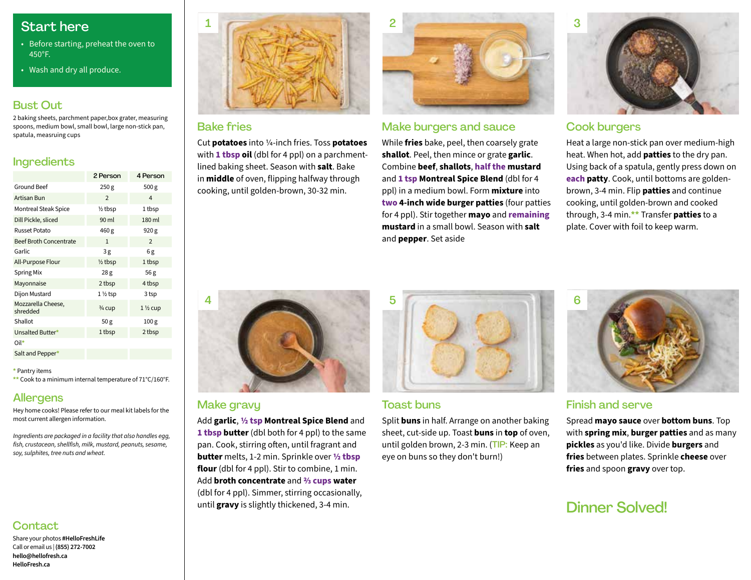## Start here

- Before starting, preheat the oven to 450°F.
- Wash and dry all produce.

## Bust Out

2 baking sheets, parchment paper,box grater, measuring spoons, medium bowl, small bowl, large non-stick pan, spatula, measruing cups

## Ingredients

| | 2 Person | 4 Person |
|---|---|---|
| Ground Beef | 250 g | 500 g |
| Artisan Bun | 2 | 4 |
| Montreal Steak Spice | ½ tbsp | 1 tbsp |
| Dill Pickle, sliced | 90 ml | 180 ml |
| Russet Potato | 460 g | 920 g |
| Beef Broth Concentrate | 1 | 2 |
| Garlic | 3 g | 6 g |
| All-Purpose Flour | ½ tbsp | 1 tbsp |
| Spring Mix | 28 g | 56 g |
| Mayonnaise | 2 tbsp | 4 tbsp |
| Dijon Mustard | 1 ½ tsp | 3 tsp |
| Mozzarella Cheese, shredded | ¾ cup | 1 ½ cup |
| Shallot | 50 g | 100 g |
| Unsalted Butter* | 1 tbsp | 2 tbsp |
| Oil* | | |
| Salt and Pepper* | | |

\* Pantry items

\** Cook to a minimum internal temperature of 71°C/160°F.

## Allergens

Hey home cooks! Please refer to our meal kit labels for the most current allergen information.

*Ingredients are packaged in a facility that also handles egg, fish, crustacean, shellfish, milk, mustard, peanuts, sesame, soy, sulphites, tree nuts and wheat.*

## Contact

Share your photos **#HelloFreshLife**
Call or email us | **(855) 272-7002**
**hello@hellofresh.ca**
**HelloFresh.ca**

### 1 Bake fries

Cut **potatoes** into ¼-inch fries. Toss **potatoes** with **1 tbsp oil** (dbl for 4 ppl) on a parchment-lined baking sheet. Season with **salt**. Bake in **middle** of oven, flipping halfway through cooking, until golden-brown, 30-32 min.

### 2 Make burgers and sauce

While **fries** bake, peel, then coarsely grate **shallot**. Peel, then mince or grate **garlic**. Combine **beef**, **shallots**, **half the mustard** and **1 tsp Montreal Spice Blend** (dbl for 4 ppl) in a medium bowl. Form **mixture** into **two 4-inch wide burger patties** (four patties for 4 ppl). Stir together **mayo** and **remaining mustard** in a small bowl. Season with **salt** and **pepper**. Set aside

### 3 Cook burgers

Heat a large non-stick pan over medium-high heat. When hot, add **patties** to the dry pan. Using back of a spatula, gently press down on **each patty**. Cook, until bottoms are golden-brown, 3-4 min. Flip **patties** and continue cooking, until golden-brown and cooked through, 3-4 min.** Transfer **patties** to a plate. Cover with foil to keep warm.

### 4 Make gravy

Add **garlic**, **½ tsp Montreal Spice Blend** and **1 tbsp butter** (dbl both for 4 ppl) to the same pan. Cook, stirring often, until fragrant and **butter** melts, 1-2 min. Sprinkle over **½ tbsp flour** (dbl for 4 ppl). Stir to combine, 1 min. Add **broth concentrate** and **⅔ cups water** (dbl for 4 ppl). Simmer, stirring occasionally, until **gravy** is slightly thickened, 3-4 min.

### 5 Toast buns

Split **buns** in half. Arrange on another baking sheet, cut-side up. Toast **buns** in **top** of oven, until golden brown, 2-3 min. (TIP: Keep an eye on buns so they don't burn!)

### 6 Finish and serve

Spread **mayo sauce** over **bottom buns**. Top with **spring mix**, **burger patties** and as many **pickles** as you'd like. Divide **burgers** and **fries** between plates. Sprinkle **cheese** over **fries** and spoon **gravy** over top.

## Dinner Solved!